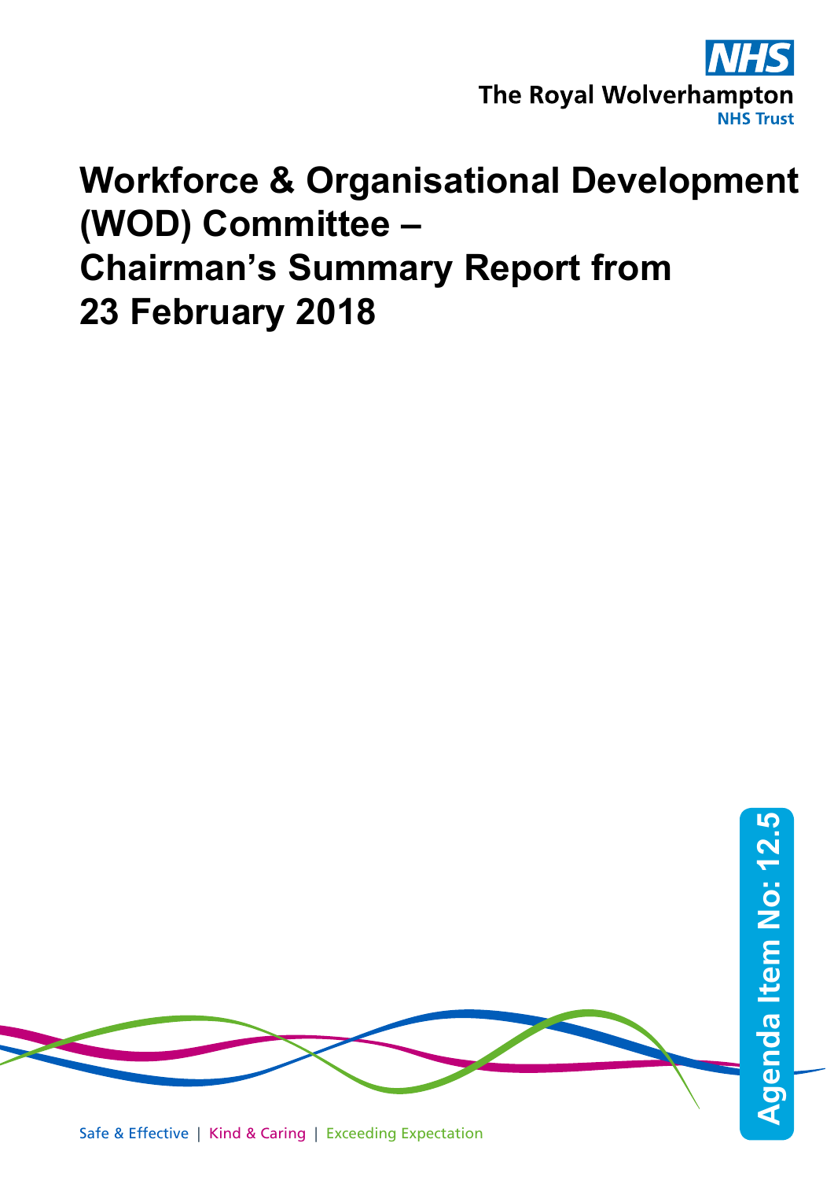NHS

The Royal Wolverhampton NHS Trust

# Workforce & Organisational Development (WOD) Committee – Chairman's Summary Report from 23 February 2018

Agenda Item No: 12.5

Safe & Effective | Kind & Caring | Exceeding Expectation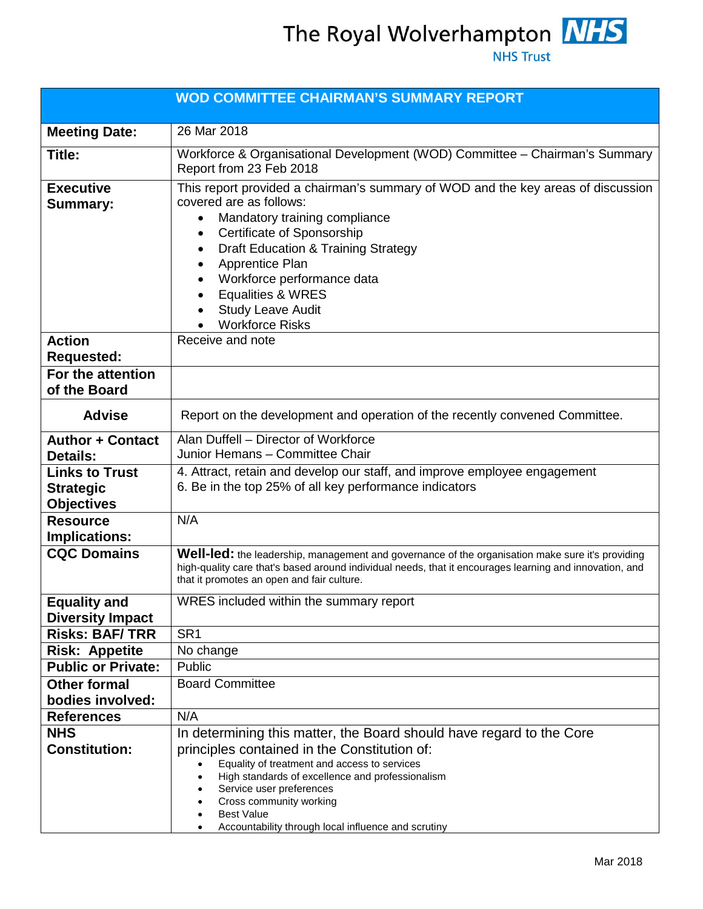The Royal Wolverhampton NHS Trust

| WOD COMMITTEE CHAIRMAN'S SUMMARY REPORT | |
|---|---|
| **Meeting Date:** | 26 Mar 2018 |
| **Title:** | Workforce & Organisational Development (WOD) Committee – Chairman's Summary Report from 23 Feb 2018 |
| **Executive Summary:** | This report provided a chairman's summary of WOD and the key areas of discussion covered are as follows:<br>• Mandatory training compliance<br>• Certificate of Sponsorship<br>• Draft Education & Training Strategy<br>• Apprentice Plan<br>• Workforce performance data<br>• Equalities & WRES<br>• Study Leave Audit<br>• Workforce Risks |
| **Action Requested:** | Receive and note |
| **For the attention of the Board** | |
| **Advise** | Report on the development and operation of the recently convened Committee. |
| **Author + Contact Details:** | Alan Duffell – Director of Workforce<br>Junior Hemans – Committee Chair |
| **Links to Trust Strategic Objectives** | 4. Attract, retain and develop our staff, and improve employee engagement<br>6. Be in the top 25% of all key performance indicators |
| **Resource Implications:** | N/A |
| **CQC Domains** | **Well-led:** the leadership, management and governance of the organisation make sure it's providing high-quality care that's based around individual needs, that it encourages learning and innovation, and that it promotes an open and fair culture. |
| **Equality and Diversity Impact** | WRES included within the summary report |
| **Risks: BAF/ TRR** | SR1 |
| **Risk: Appetite** | No change |
| **Public or Private:** | Public |
| **Other formal bodies involved:** | Board Committee |
| **References** | N/A |
| **NHS Constitution:** | In determining this matter, the Board should have regard to the Core principles contained in the Constitution of:<br>• Equality of treatment and access to services<br>• High standards of excellence and professionalism<br>• Service user preferences<br>• Cross community working<br>• Best Value<br>• Accountability through local influence and scrutiny |

Mar 2018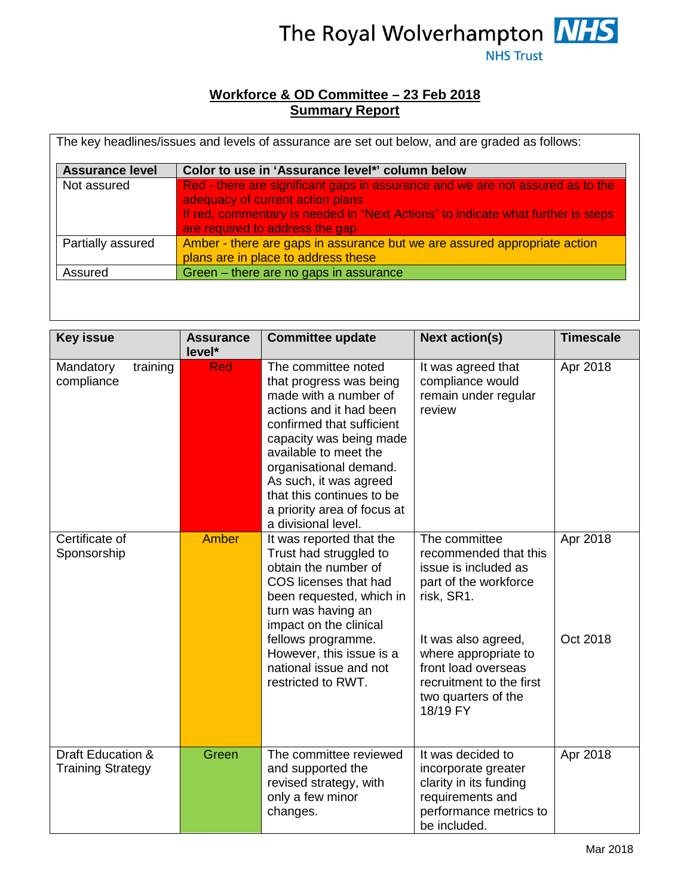The Royal Wolverhampton NHS Trust

## Workforce & OD Committee – 23 Feb 2018
## Summary Report

The key headlines/issues and levels of assurance are set out below, and are graded as follows:

| Assurance level | Color to use in 'Assurance level*' column below |
|---|---|
| Not assured | Red - there are significant gaps in assurance and we are not assured as to the adequacy of current action plans<br>If red, commentary is needed in "Next Actions" to indicate what further is steps are required to address the gap |
| Partially assured | Amber - there are gaps in assurance but we are assured appropriate action plans are in place to address these |
| Assured | Green – there are no gaps in assurance |

| Key issue | Assurance level* | Committee update | Next action(s) | Timescale |
|---|---|---|---|---|
| Mandatory training compliance | Red | The committee noted that progress was being made with a number of actions and it had been confirmed that sufficient capacity was being made available to meet the organisational demand. As such, it was agreed that this continues to be a priority area of focus at a divisional level. | It was agreed that compliance would remain under regular review | Apr 2018 |
| Certificate of Sponsorship | Amber | It was reported that the Trust had struggled to obtain the number of COS licenses that had been requested, which in turn was having an impact on the clinical fellows programme. However, this issue is a national issue and not restricted to RWT. | The committee recommended that this issue is included as part of the workforce risk, SR1.<br><br>It was also agreed, where appropriate to front load overseas recruitment to the first two quarters of the 18/19 FY | Apr 2018<br><br>Oct 2018 |
| Draft Education & Training Strategy | Green | The committee reviewed and supported the revised strategy, with only a few minor changes. | It was decided to incorporate greater clarity in its funding requirements and performance metrics to be included. | Apr 2018 |

Mar 2018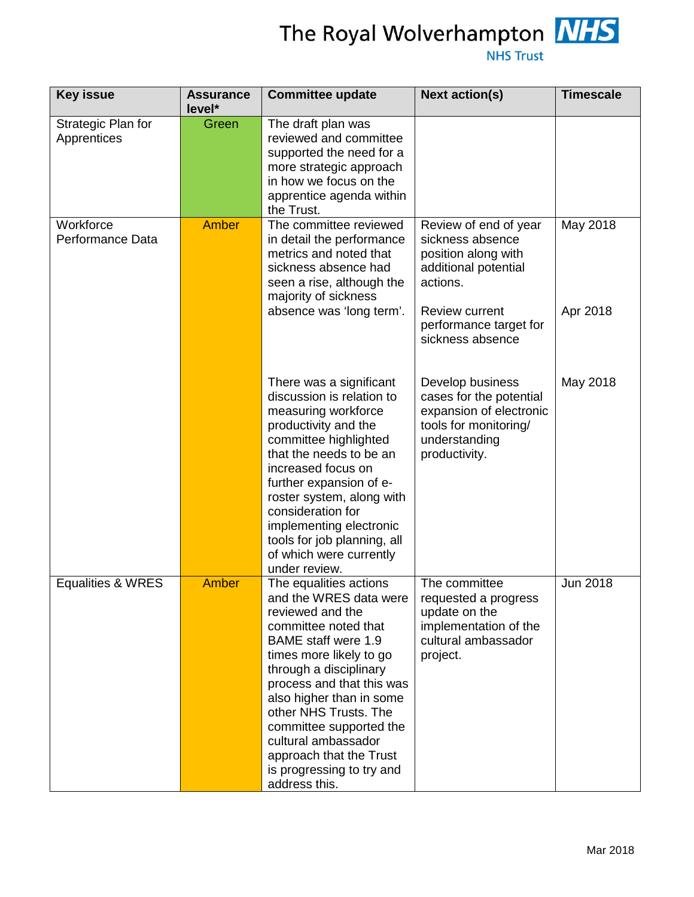| Key issue | Assurance level* | Committee update | Next action(s) | Timescale |
|---|---|---|---|---|
| Strategic Plan for Apprentices | Green | The draft plan was reviewed and committee supported the need for a more strategic approach in how we focus on the apprentice agenda within the Trust. | | |
| Workforce Performance Data | Amber | The committee reviewed in detail the performance metrics and noted that sickness absence had seen a rise, although the majority of sickness absence was 'long term'. | Review of end of year sickness absence position along with additional potential actions. | May 2018 |
| | | | Review current performance target for sickness absence | Apr 2018 |
| | | There was a significant discussion is relation to measuring workforce productivity and the committee highlighted that the needs to be an increased focus on further expansion of e-roster system, along with consideration for implementing electronic tools for job planning, all of which were currently under review. | Develop business cases for the potential expansion of electronic tools for monitoring/ understanding productivity. | May 2018 |
| Equalities & WRES | Amber | The equalities actions and the WRES data were reviewed and the committee noted that BAME staff were 1.9 times more likely to go through a disciplinary process and that this was also higher than in some other NHS Trusts. The committee supported the cultural ambassador approach that the Trust is progressing to try and address this. | The committee requested a progress update on the implementation of the cultural ambassador project. | Jun 2018 |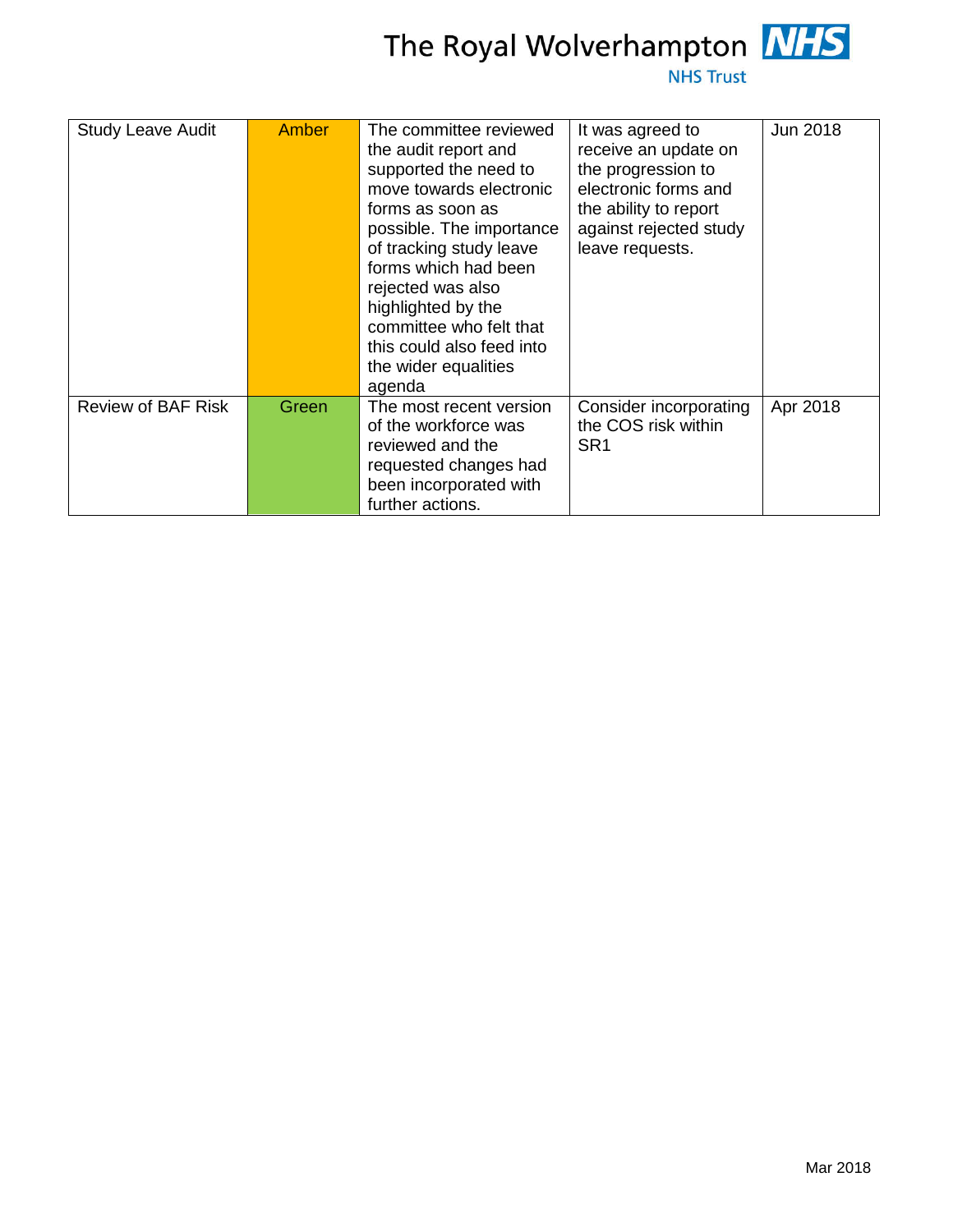| | | | | |
|---|---|---|---|---|
| Study Leave Audit | Amber | The committee reviewed the audit report and supported the need to move towards electronic forms as soon as possible. The importance of tracking study leave forms which had been rejected was also highlighted by the committee who felt that this could also feed into the wider equalities agenda | It was agreed to receive an update on the progression to electronic forms and the ability to report against rejected study leave requests. | Jun 2018 |
| Review of BAF Risk | Green | The most recent version of the workforce was reviewed and the requested changes had been incorporated with further actions. | Consider incorporating the COS risk within SR1 | Apr 2018 |